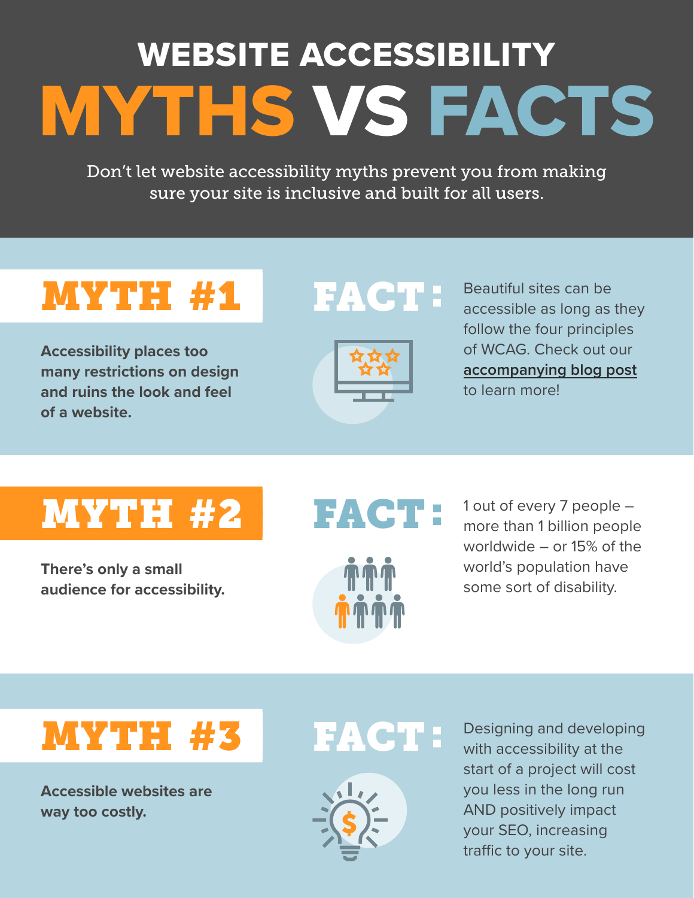# WEBSITE ACCESSIBILITY MYTHS VS FACTS

Don't let website accessibility myths prevent you from making sure your site is inclusive and built for all users.

## MYTH #1

**Accessibility places too many restrictions on design and ruins the look and feel of a website.**

**FACT:** Beautiful sites can be accessible as long as they follow the four principles of WCAG. Check out our accompanying blog post to learn more!

## MYTH #2

**There's only a small audience for accessibility.**

**FACT:** 1 out of every 7 people – more than 1 billion people worldwide – or 15% of the world's population have some sort of disability.

## MYTH #3

**Accessible websites are way too costly.**

**FACT:** Designing and developing with accessibility at the start of a project will cost you less in the long run AND positively impact your SEO, increasing traffic to your site.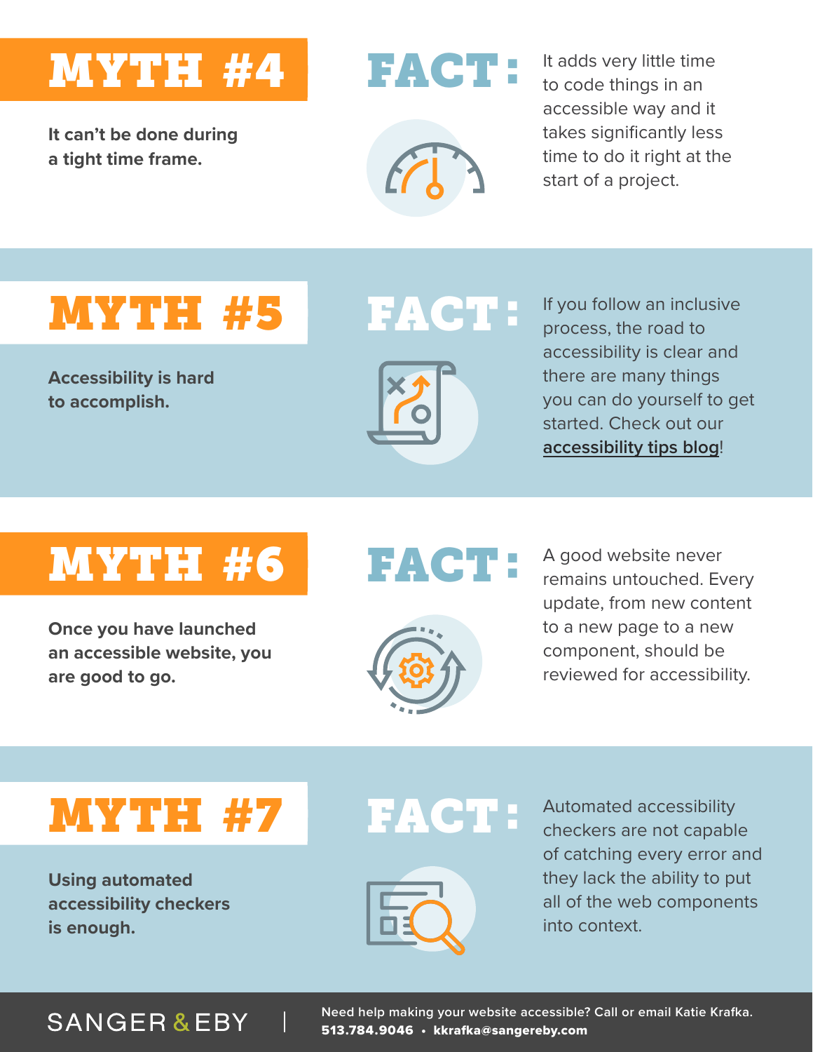## MYTH #4

**It can't be done during a tight time frame.**

## FACT:

It adds very little time to code things in an accessible way and it takes significantly less time to do it right at the start of a project.

## MYTH #5

**Accessibility is hard to accomplish.**

## FACT:

If you follow an inclusive process, the road to accessibility is clear and there are many things you can do yourself to get started. Check out our accessibility tips blog!

## MYTH #6

**Once you have launched an accessible website, you are good to go.**

## FACT:

A good website never remains untouched. Every update, from new content to a new page to a new component, should be reviewed for accessibility.

## MYTH #7

**Using automated accessibility checkers is enough.**

## FACT:

Automated accessibility checkers are not capable of catching every error and they lack the ability to put all of the web components into context.

SANGER & EBY | Need help making your website accessible? Call or email Katie Krafka.
**513.784.9046 • kkrafka@sangereby.com**